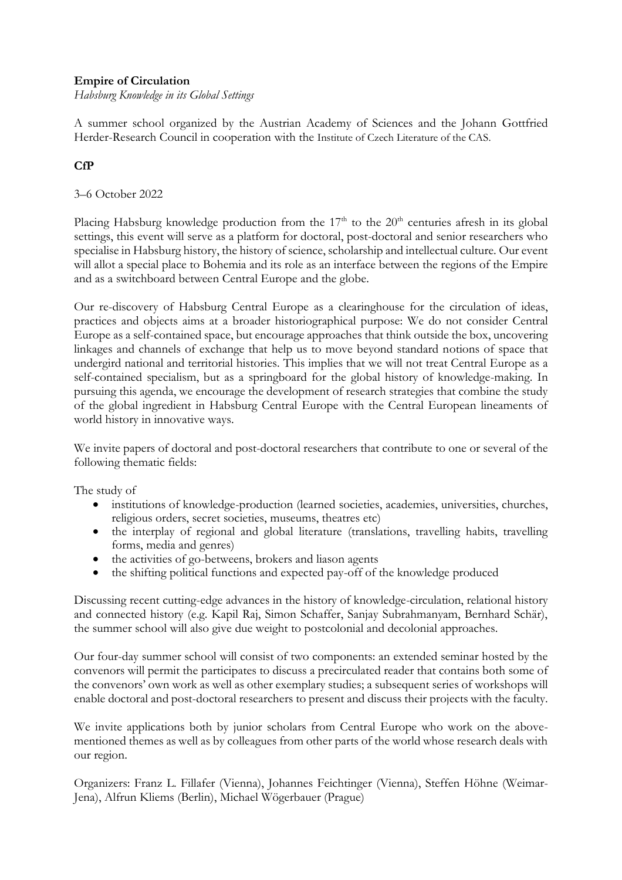**Empire of Circulation**

*Habsburg Knowledge in its Global Settings*

A summer school organized by the Austrian Academy of Sciences and the Johann Gottfried Herder-Research Council in cooperation with the Institute of Czech Literature of the CAS.

**CfP**

3–6 October 2022

Placing Habsburg knowledge production from the 17th to the 20th centuries afresh in its global settings, this event will serve as a platform for doctoral, post-doctoral and senior researchers who specialise in Habsburg history, the history of science, scholarship and intellectual culture. Our event will allot a special place to Bohemia and its role as an interface between the regions of the Empire and as a switchboard between Central Europe and the globe.

Our re-discovery of Habsburg Central Europe as a clearinghouse for the circulation of ideas, practices and objects aims at a broader historiographical purpose: We do not consider Central Europe as a self-contained space, but encourage approaches that think outside the box, uncovering linkages and channels of exchange that help us to move beyond standard notions of space that undergird national and territorial histories. This implies that we will not treat Central Europe as a self-contained specialism, but as a springboard for the global history of knowledge-making. In pursuing this agenda, we encourage the development of research strategies that combine the study of the global ingredient in Habsburg Central Europe with the Central European lineaments of world history in innovative ways.

We invite papers of doctoral and post-doctoral researchers that contribute to one or several of the following thematic fields:

The study of

- institutions of knowledge-production (learned societies, academies, universities, churches, religious orders, secret societies, museums, theatres etc)
- the interplay of regional and global literature (translations, travelling habits, travelling forms, media and genres)
- the activities of go-betweens, brokers and liason agents
- the shifting political functions and expected pay-off of the knowledge produced

Discussing recent cutting-edge advances in the history of knowledge-circulation, relational history and connected history (e.g. Kapil Raj, Simon Schaffer, Sanjay Subrahmanyam, Bernhard Schär), the summer school will also give due weight to postcolonial and decolonial approaches.

Our four-day summer school will consist of two components: an extended seminar hosted by the convenors will permit the participates to discuss a precirculated reader that contains both some of the convenors' own work as well as other exemplary studies; a subsequent series of workshops will enable doctoral and post-doctoral researchers to present and discuss their projects with the faculty.

We invite applications both by junior scholars from Central Europe who work on the above-mentioned themes as well as by colleagues from other parts of the world whose research deals with our region.

Organizers: Franz L. Fillafer (Vienna), Johannes Feichtinger (Vienna), Steffen Höhne (Weimar-Jena), Alfrun Kliems (Berlin), Michael Wögerbauer (Prague)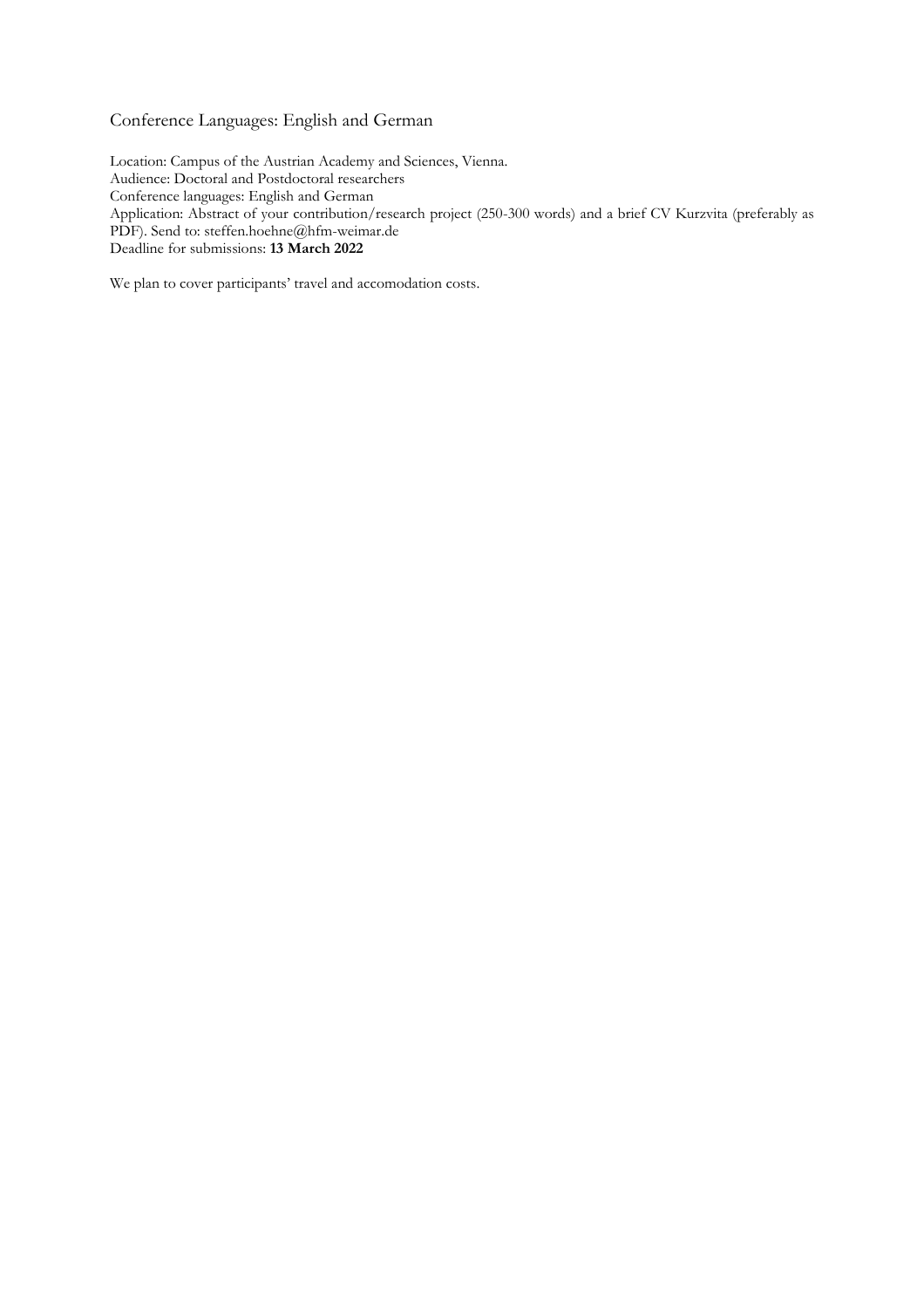Conference Languages: English and German

Location: Campus of the Austrian Academy and Sciences, Vienna.
Audience: Doctoral and Postdoctoral researchers
Conference languages: English and German
Application: Abstract of your contribution/research project (250-300 words) and a brief CV Kurzvita (preferably as PDF). Send to: steffen.hoehne@hfm-weimar.de
Deadline for submissions: **13 March 2022**

We plan to cover participants' travel and accomodation costs.